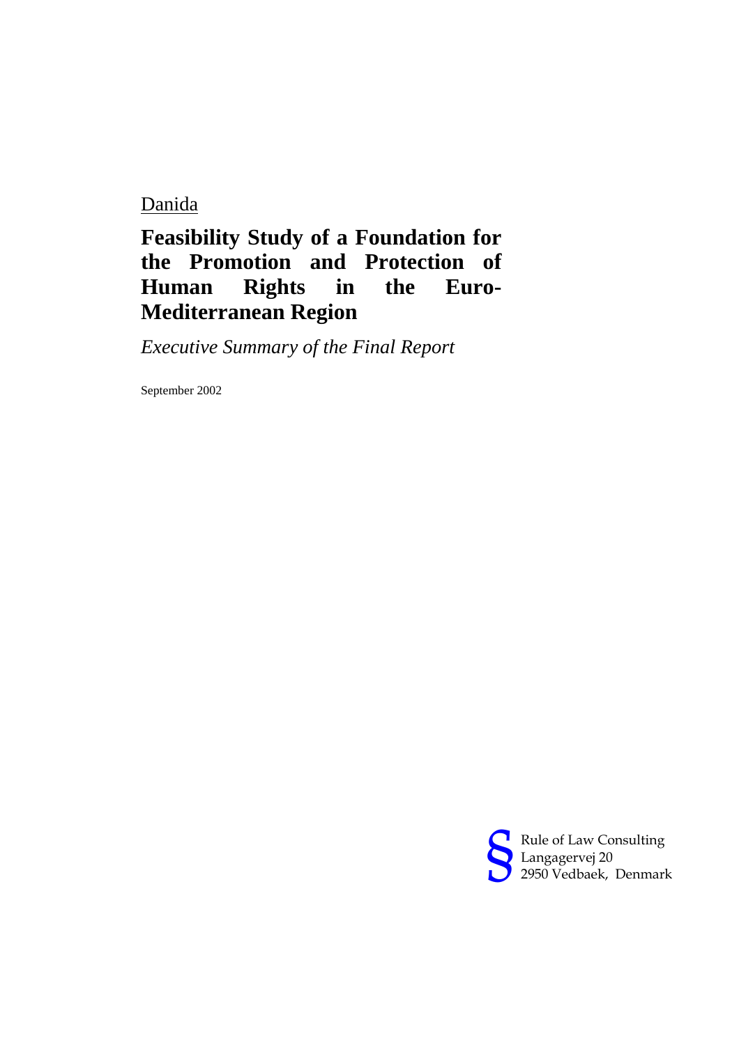Danida

# Feasibility Study of a Foundation for the Promotion and Protection of Human Rights in the Euro-Mediterranean Region

*Executive Summary of the Final Report*

September 2002

§ Rule of Law Consulting
Langagervej 20
2950 Vedbaek, Denmark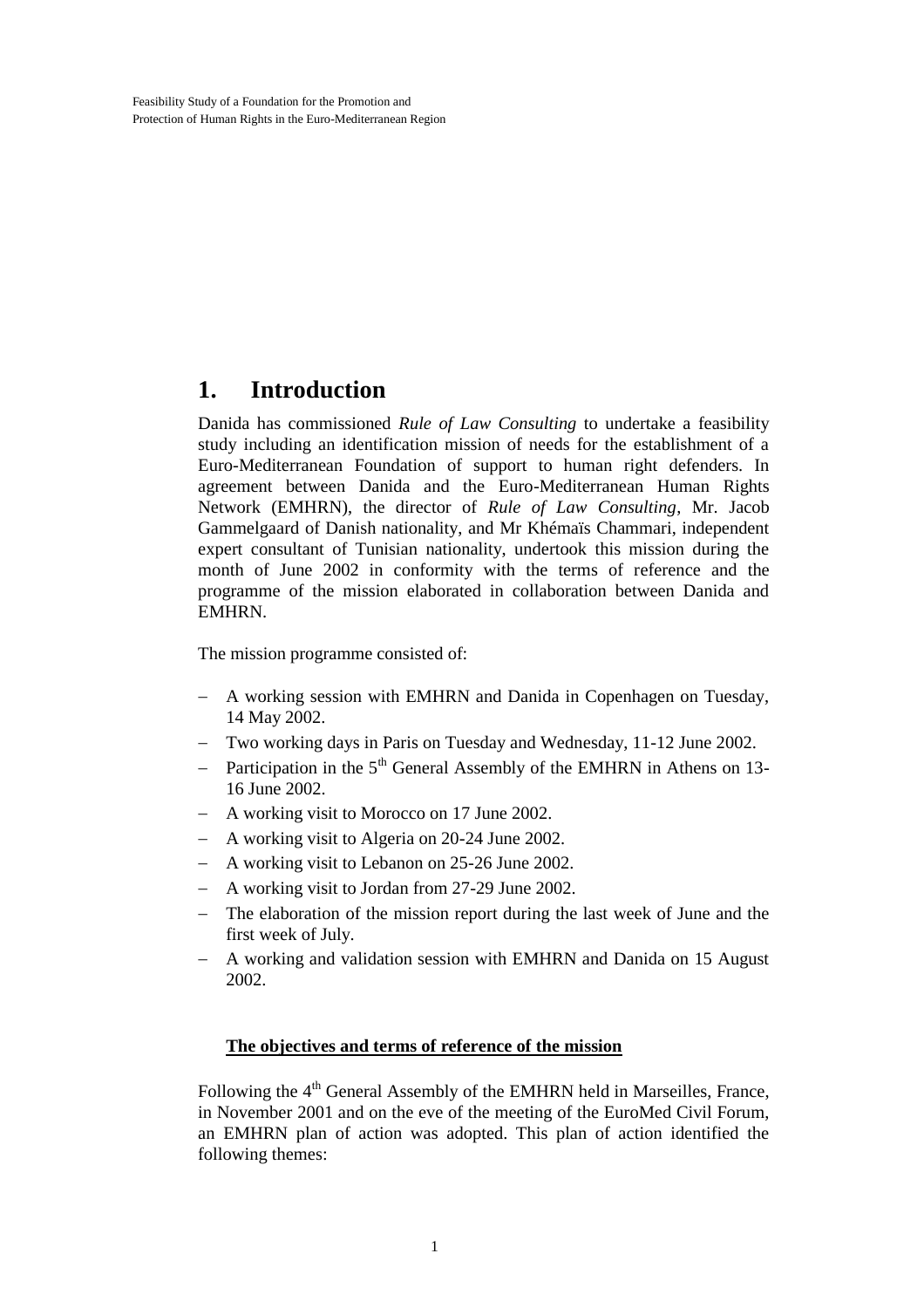# 1. Introduction

Danida has commissioned *Rule of Law Consulting* to undertake a feasibility study including an identification mission of needs for the establishment of a Euro-Mediterranean Foundation of support to human right defenders. In agreement between Danida and the Euro-Mediterranean Human Rights Network (EMHRN), the director of *Rule of Law Consulting*, Mr. Jacob Gammelgaard of Danish nationality, and Mr Khémaïs Chammari, independent expert consultant of Tunisian nationality, undertook this mission during the month of June 2002 in conformity with the terms of reference and the programme of the mission elaborated in collaboration between Danida and EMHRN.

The mission programme consisted of:

- A working session with EMHRN and Danida in Copenhagen on Tuesday, 14 May 2002.
- Two working days in Paris on Tuesday and Wednesday, 11-12 June 2002.
- Participation in the 5th General Assembly of the EMHRN in Athens on 13-16 June 2002.
- A working visit to Morocco on 17 June 2002.
- A working visit to Algeria on 20-24 June 2002.
- A working visit to Lebanon on 25-26 June 2002.
- A working visit to Jordan from 27-29 June 2002.
- The elaboration of the mission report during the last week of June and the first week of July.
- A working and validation session with EMHRN and Danida on 15 August 2002.

**The objectives and terms of reference of the mission**

Following the 4th General Assembly of the EMHRN held in Marseilles, France, in November 2001 and on the eve of the meeting of the EuroMed Civil Forum, an EMHRN plan of action was adopted. This plan of action identified the following themes: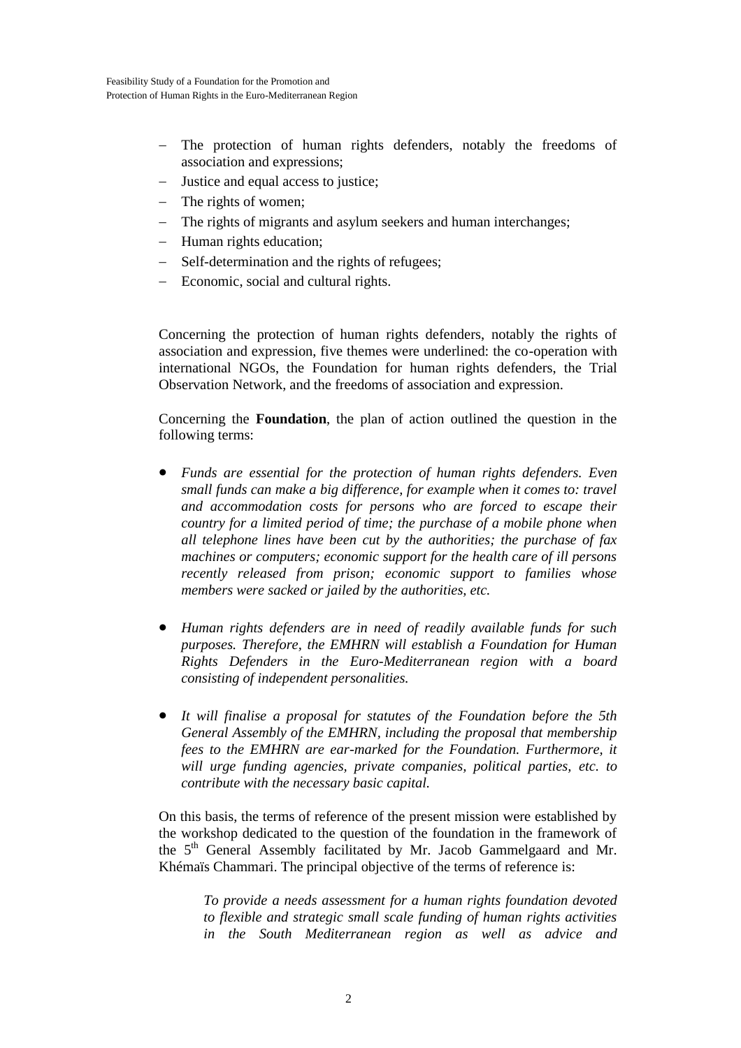- The protection of human rights defenders, notably the freedoms of association and expressions;
- Justice and equal access to justice;
- The rights of women;
- The rights of migrants and asylum seekers and human interchanges;
- Human rights education;
- Self-determination and the rights of refugees;
- Economic, social and cultural rights.

Concerning the protection of human rights defenders, notably the rights of association and expression, five themes were underlined: the co-operation with international NGOs, the Foundation for human rights defenders, the Trial Observation Network, and the freedoms of association and expression.

Concerning the **Foundation**, the plan of action outlined the question in the following terms:

- *Funds are essential for the protection of human rights defenders. Even small funds can make a big difference, for example when it comes to: travel and accommodation costs for persons who are forced to escape their country for a limited period of time; the purchase of a mobile phone when all telephone lines have been cut by the authorities; the purchase of fax machines or computers; economic support for the health care of ill persons recently released from prison; economic support to families whose members were sacked or jailed by the authorities, etc.*

- *Human rights defenders are in need of readily available funds for such purposes. Therefore, the EMHRN will establish a Foundation for Human Rights Defenders in the Euro-Mediterranean region with a board consisting of independent personalities.*

- *It will finalise a proposal for statutes of the Foundation before the 5th General Assembly of the EMHRN, including the proposal that membership fees to the EMHRN are ear-marked for the Foundation. Furthermore, it will urge funding agencies, private companies, political parties, etc. to contribute with the necessary basic capital.*

On this basis, the terms of reference of the present mission were established by the workshop dedicated to the question of the foundation in the framework of the 5th General Assembly facilitated by Mr. Jacob Gammelgaard and Mr. Khémaïs Chammari. The principal objective of the terms of reference is:

> *To provide a needs assessment for a human rights foundation devoted to flexible and strategic small scale funding of human rights activities in the South Mediterranean region as well as advice and*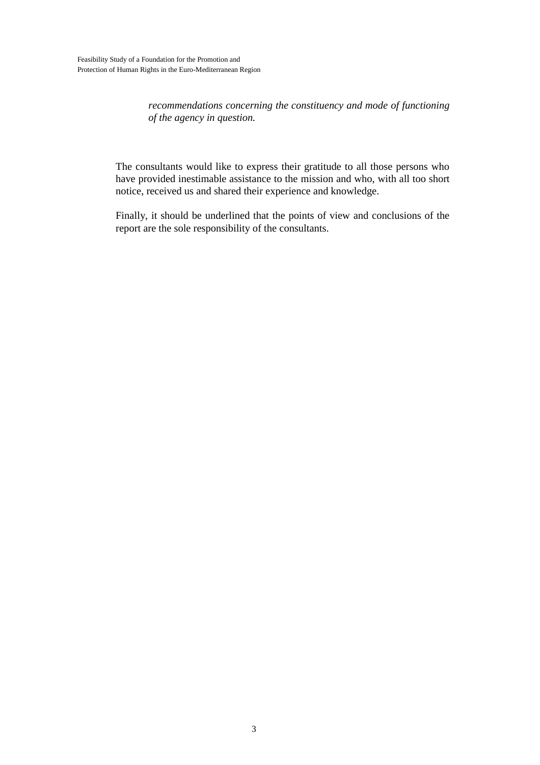*recommendations concerning the constituency and mode of functioning of the agency in question.*

The consultants would like to express their gratitude to all those persons who have provided inestimable assistance to the mission and who, with all too short notice, received us and shared their experience and knowledge.

Finally, it should be underlined that the points of view and conclusions of the report are the sole responsibility of the consultants.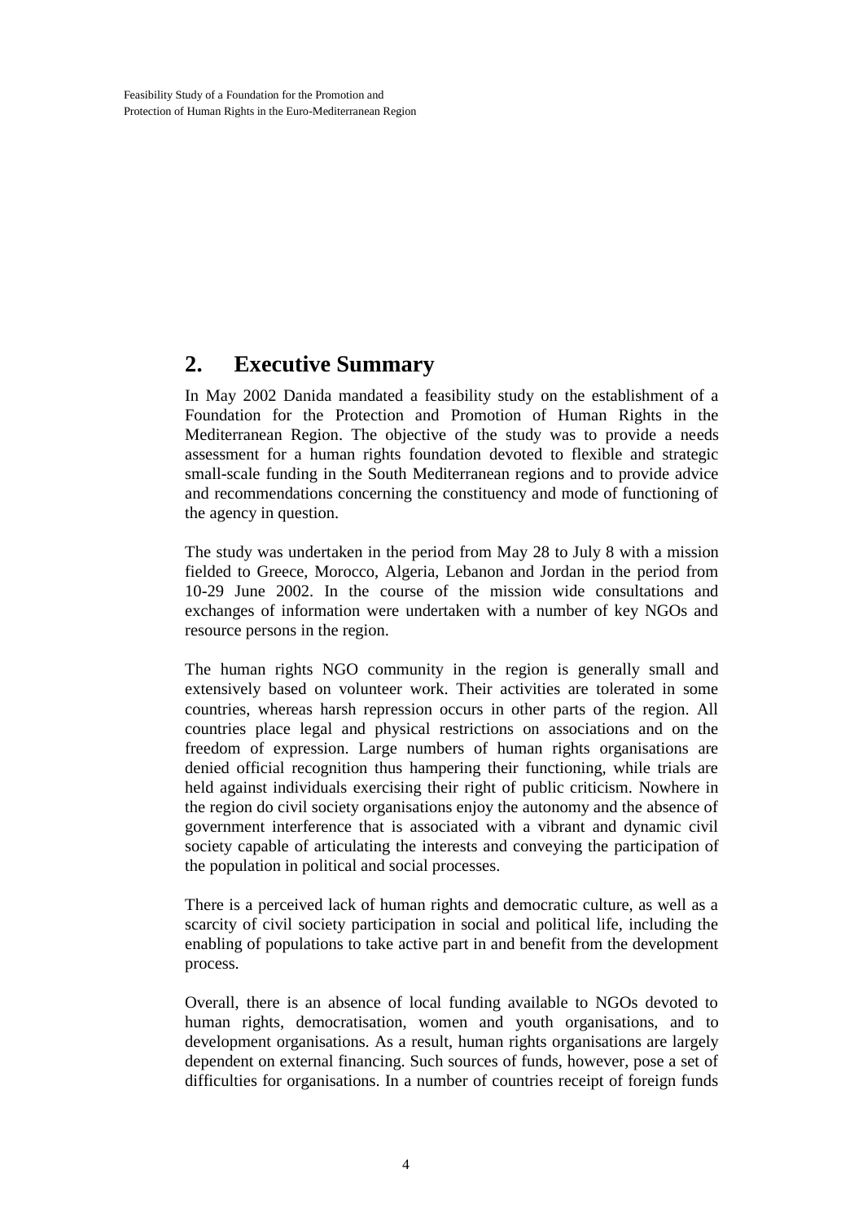## 2. Executive Summary

In May 2002 Danida mandated a feasibility study on the establishment of a Foundation for the Protection and Promotion of Human Rights in the Mediterranean Region. The objective of the study was to provide a needs assessment for a human rights foundation devoted to flexible and strategic small-scale funding in the South Mediterranean regions and to provide advice and recommendations concerning the constituency and mode of functioning of the agency in question.

The study was undertaken in the period from May 28 to July 8 with a mission fielded to Greece, Morocco, Algeria, Lebanon and Jordan in the period from 10-29 June 2002. In the course of the mission wide consultations and exchanges of information were undertaken with a number of key NGOs and resource persons in the region.

The human rights NGO community in the region is generally small and extensively based on volunteer work. Their activities are tolerated in some countries, whereas harsh repression occurs in other parts of the region. All countries place legal and physical restrictions on associations and on the freedom of expression. Large numbers of human rights organisations are denied official recognition thus hampering their functioning, while trials are held against individuals exercising their right of public criticism. Nowhere in the region do civil society organisations enjoy the autonomy and the absence of government interference that is associated with a vibrant and dynamic civil society capable of articulating the interests and conveying the participation of the population in political and social processes.

There is a perceived lack of human rights and democratic culture, as well as a scarcity of civil society participation in social and political life, including the enabling of populations to take active part in and benefit from the development process.

Overall, there is an absence of local funding available to NGOs devoted to human rights, democratisation, women and youth organisations, and to development organisations. As a result, human rights organisations are largely dependent on external financing. Such sources of funds, however, pose a set of difficulties for organisations. In a number of countries receipt of foreign funds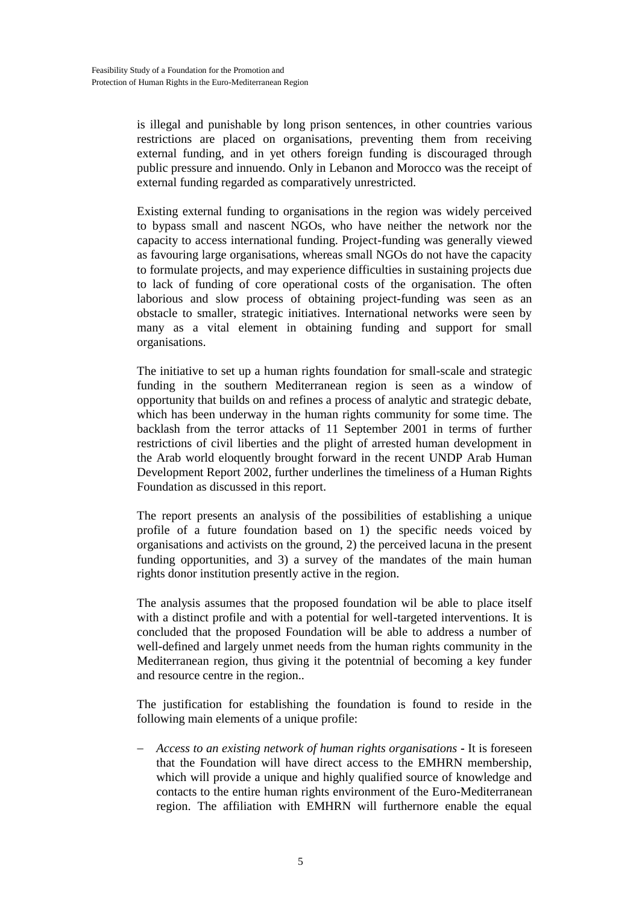is illegal and punishable by long prison sentences, in other countries various restrictions are placed on organisations, preventing them from receiving external funding, and in yet others foreign funding is discouraged through public pressure and innuendo. Only in Lebanon and Morocco was the receipt of external funding regarded as comparatively unrestricted.

Existing external funding to organisations in the region was widely perceived to bypass small and nascent NGOs, who have neither the network nor the capacity to access international funding. Project-funding was generally viewed as favouring large organisations, whereas small NGOs do not have the capacity to formulate projects, and may experience difficulties in sustaining projects due to lack of funding of core operational costs of the organisation. The often laborious and slow process of obtaining project-funding was seen as an obstacle to smaller, strategic initiatives. International networks were seen by many as a vital element in obtaining funding and support for small organisations.

The initiative to set up a human rights foundation for small-scale and strategic funding in the southern Mediterranean region is seen as a window of opportunity that builds on and refines a process of analytic and strategic debate, which has been underway in the human rights community for some time. The backlash from the terror attacks of 11 September 2001 in terms of further restrictions of civil liberties and the plight of arrested human development in the Arab world eloquently brought forward in the recent UNDP Arab Human Development Report 2002, further underlines the timeliness of a Human Rights Foundation as discussed in this report.

The report presents an analysis of the possibilities of establishing a unique profile of a future foundation based on 1) the specific needs voiced by organisations and activists on the ground, 2) the perceived lacuna in the present funding opportunities, and 3) a survey of the mandates of the main human rights donor institution presently active in the region.

The analysis assumes that the proposed foundation wil be able to place itself with a distinct profile and with a potential for well-targeted interventions. It is concluded that the proposed Foundation will be able to address a number of well-defined and largely unmet needs from the human rights community in the Mediterranean region, thus giving it the potentnial of becoming a key funder and resource centre in the region..

The justification for establishing the foundation is found to reside in the following main elements of a unique profile:

- *Access to an existing network of human rights organisations* - It is foreseen that the Foundation will have direct access to the EMHRN membership, which will provide a unique and highly qualified source of knowledge and contacts to the entire human rights environment of the Euro-Mediterranean region. The affiliation with EMHRN will furthernore enable the equal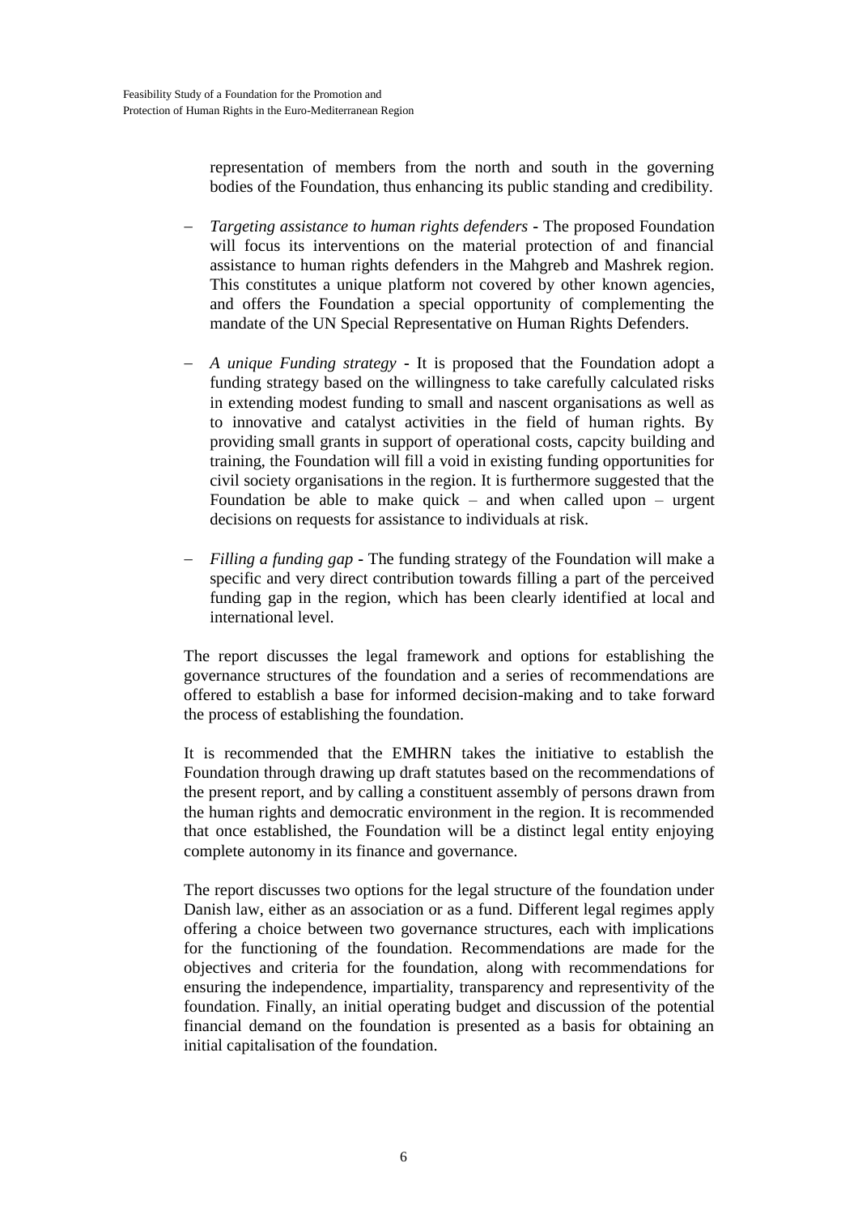representation of members from the north and south in the governing bodies of the Foundation, thus enhancing its public standing and credibility.

- *Targeting assistance to human rights defenders* - The proposed Foundation will focus its interventions on the material protection of and financial assistance to human rights defenders in the Mahgreb and Mashrek region. This constitutes a unique platform not covered by other known agencies, and offers the Foundation a special opportunity of complementing the mandate of the UN Special Representative on Human Rights Defenders.

- *A unique Funding strategy* - It is proposed that the Foundation adopt a funding strategy based on the willingness to take carefully calculated risks in extending modest funding to small and nascent organisations as well as to innovative and catalyst activities in the field of human rights. By providing small grants in support of operational costs, capcity building and training, the Foundation will fill a void in existing funding opportunities for civil society organisations in the region. It is furthermore suggested that the Foundation be able to make quick – and when called upon – urgent decisions on requests for assistance to individuals at risk.

- *Filling a funding gap* - The funding strategy of the Foundation will make a specific and very direct contribution towards filling a part of the perceived funding gap in the region, which has been clearly identified at local and international level.

The report discusses the legal framework and options for establishing the governance structures of the foundation and a series of recommendations are offered to establish a base for informed decision-making and to take forward the process of establishing the foundation.

It is recommended that the EMHRN takes the initiative to establish the Foundation through drawing up draft statutes based on the recommendations of the present report, and by calling a constituent assembly of persons drawn from the human rights and democratic environment in the region. It is recommended that once established, the Foundation will be a distinct legal entity enjoying complete autonomy in its finance and governance.

The report discusses two options for the legal structure of the foundation under Danish law, either as an association or as a fund. Different legal regimes apply offering a choice between two governance structures, each with implications for the functioning of the foundation. Recommendations are made for the objectives and criteria for the foundation, along with recommendations for ensuring the independence, impartiality, transparency and representivity of the foundation. Finally, an initial operating budget and discussion of the potential financial demand on the foundation is presented as a basis for obtaining an initial capitalisation of the foundation.